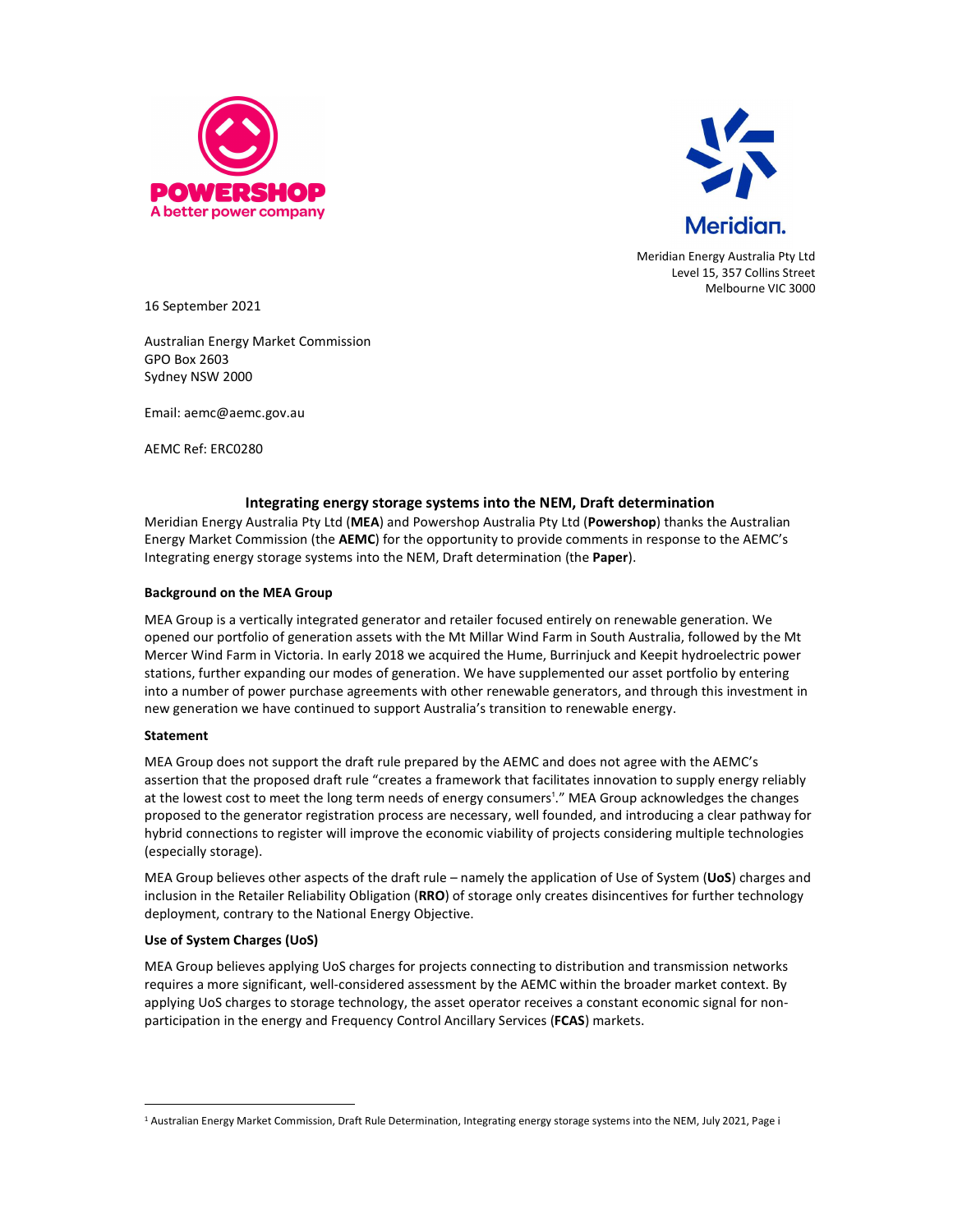POWERSHOP
A better power company

Meridian.

Meridian Energy Australia Pty Ltd
Level 15, 357 Collins Street
Melbourne VIC 3000

16 September 2021

Australian Energy Market Commission
GPO Box 2603
Sydney NSW 2000

Email: aemc@aemc.gov.au

AEMC Ref: ERC0280

## Integrating energy storage systems into the NEM, Draft determination

Meridian Energy Australia Pty Ltd (**MEA**) and Powershop Australia Pty Ltd (**Powershop**) thanks the Australian Energy Market Commission (the **AEMC**) for the opportunity to provide comments in response to the AEMC's Integrating energy storage systems into the NEM, Draft determination (the **Paper**).

### Background on the MEA Group

MEA Group is a vertically integrated generator and retailer focused entirely on renewable generation. We opened our portfolio of generation assets with the Mt Millar Wind Farm in South Australia, followed by the Mt Mercer Wind Farm in Victoria. In early 2018 we acquired the Hume, Burrinjuck and Keepit hydroelectric power stations, further expanding our modes of generation. We have supplemented our asset portfolio by entering into a number of power purchase agreements with other renewable generators, and through this investment in new generation we have continued to support Australia's transition to renewable energy.

### Statement

MEA Group does not support the draft rule prepared by the AEMC and does not agree with the AEMC's assertion that the proposed draft rule "creates a framework that facilitates innovation to supply energy reliably at the lowest cost to meet the long term needs of energy consumers[1]." MEA Group acknowledges the changes proposed to the generator registration process are necessary, well founded, and introducing a clear pathway for hybrid connections to register will improve the economic viability of projects considering multiple technologies (especially storage).

MEA Group believes other aspects of the draft rule – namely the application of Use of System (**UoS**) charges and inclusion in the Retailer Reliability Obligation (**RRO**) of storage only creates disincentives for further technology deployment, contrary to the National Energy Objective.

### Use of System Charges (UoS)

MEA Group believes applying UoS charges for projects connecting to distribution and transmission networks requires a more significant, well-considered assessment by the AEMC within the broader market context. By applying UoS charges to storage technology, the asset operator receives a constant economic signal for non-participation in the energy and Frequency Control Ancillary Services (**FCAS**) markets.

[1] Australian Energy Market Commission, Draft Rule Determination, Integrating energy storage systems into the NEM, July 2021, Page i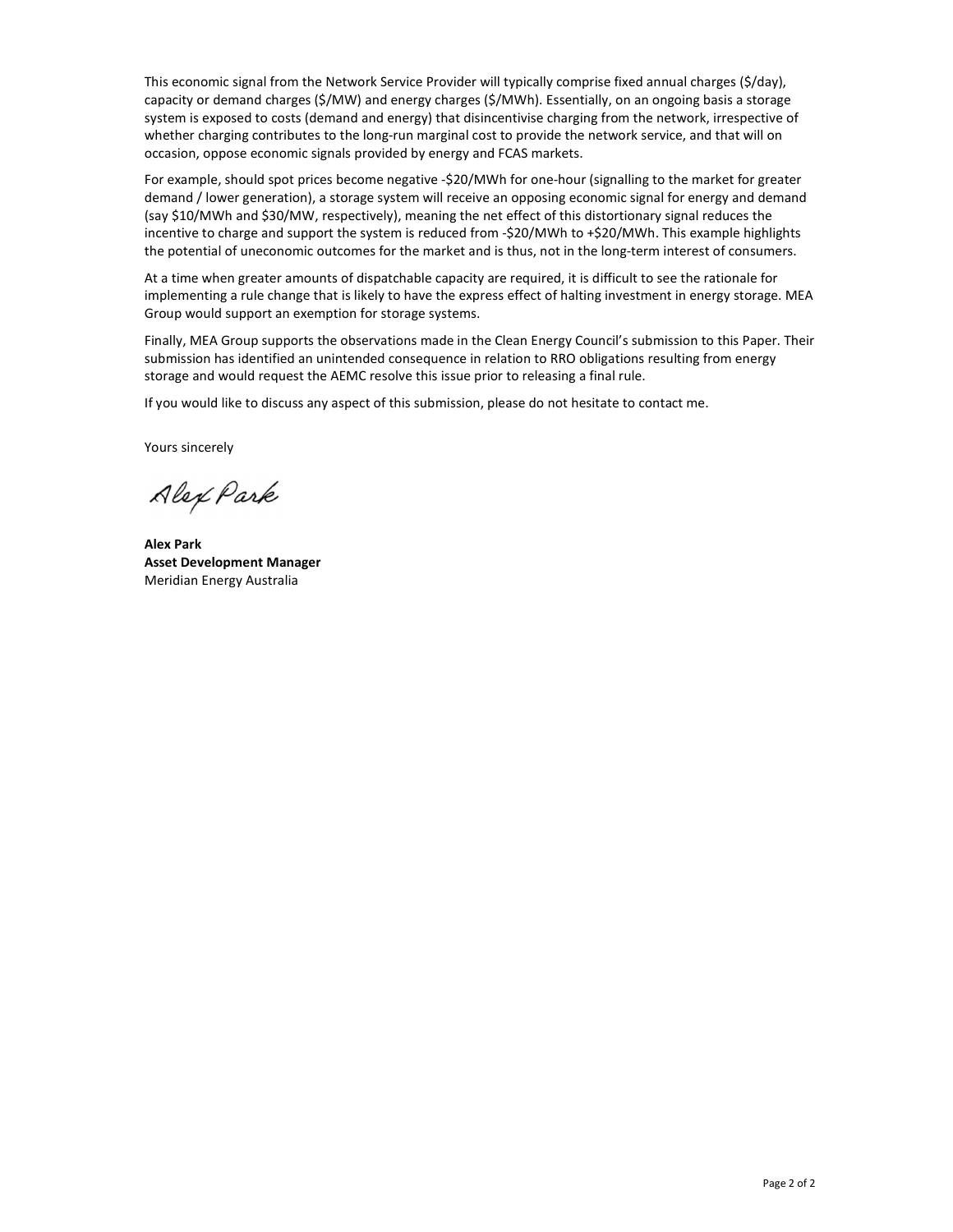This economic signal from the Network Service Provider will typically comprise fixed annual charges ($/day), capacity or demand charges ($/MW) and energy charges ($/MWh). Essentially, on an ongoing basis a storage system is exposed to costs (demand and energy) that disincentivise charging from the network, irrespective of whether charging contributes to the long-run marginal cost to provide the network service, and that will on occasion, oppose economic signals provided by energy and FCAS markets.

For example, should spot prices become negative -$20/MWh for one-hour (signalling to the market for greater demand / lower generation), a storage system will receive an opposing economic signal for energy and demand (say $10/MWh and $30/MW, respectively), meaning the net effect of this distortionary signal reduces the incentive to charge and support the system is reduced from -$20/MWh to +$20/MWh. This example highlights the potential of uneconomic outcomes for the market and is thus, not in the long-term interest of consumers.

At a time when greater amounts of dispatchable capacity are required, it is difficult to see the rationale for implementing a rule change that is likely to have the express effect of halting investment in energy storage. MEA Group would support an exemption for storage systems.

Finally, MEA Group supports the observations made in the Clean Energy Council's submission to this Paper. Their submission has identified an unintended consequence in relation to RRO obligations resulting from energy storage and would request the AEMC resolve this issue prior to releasing a final rule.

If you would like to discuss any aspect of this submission, please do not hesitate to contact me.

Yours sincerely

Alex Park

**Alex Park**
**Asset Development Manager**
Meridian Energy Australia